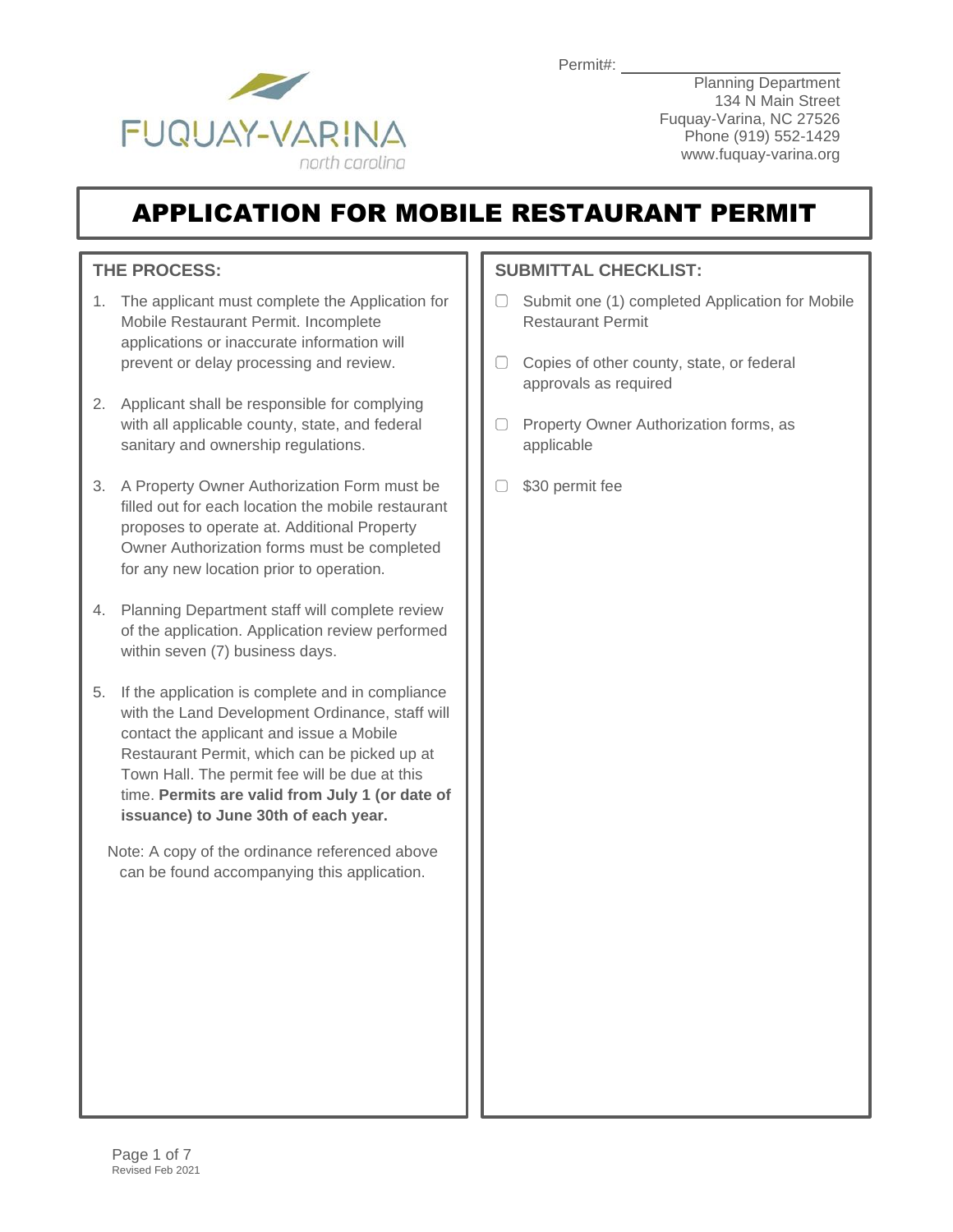Permit#: ______________________

Planning Department
134 N Main Street
Fuquay-Varina, NC 27526
Phone (919) 552-1429
www.fuquay-varina.org

# APPLICATION FOR MOBILE RESTAURANT PERMIT

## THE PROCESS:

1. The applicant must complete the Application for Mobile Restaurant Permit. Incomplete applications or inaccurate information will prevent or delay processing and review.
2. Applicant shall be responsible for complying with all applicable county, state, and federal sanitary and ownership regulations.
3. A Property Owner Authorization Form must be filled out for each location the mobile restaurant proposes to operate at. Additional Property Owner Authorization forms must be completed for any new location prior to operation.
4. Planning Department staff will complete review of the application. Application review performed within seven (7) business days.
5. If the application is complete and in compliance with the Land Development Ordinance, staff will contact the applicant and issue a Mobile Restaurant Permit, which can be picked up at Town Hall. The permit fee will be due at this time. **Permits are valid from July 1 (or date of issuance) to June 30th of each year.**

Note: A copy of the ordinance referenced above can be found accompanying this application.

## SUBMITTAL CHECKLIST:

- ☐ Submit one (1) completed Application for Mobile Restaurant Permit
- ☐ Copies of other county, state, or federal approvals as required
- ☐ Property Owner Authorization forms, as applicable
- ☐ $30 permit fee

Revised Feb 2021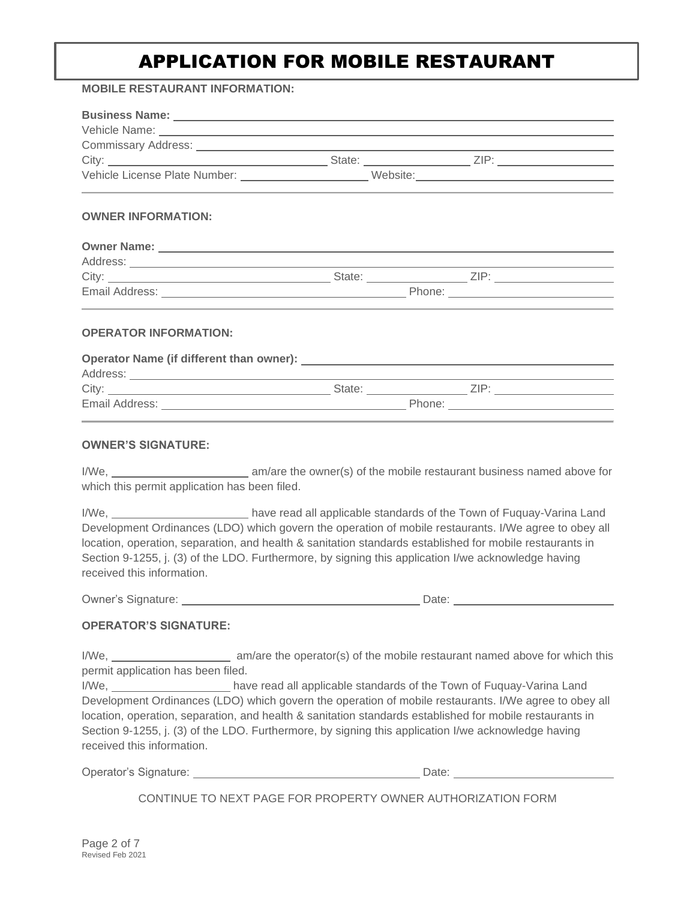# APPLICATION FOR MOBILE RESTAURANT

**MOBILE RESTAURANT INFORMATION:**

**Business Name:** ______________________________

Vehicle Name: ______________________________

Commissary Address: ______________________________

City: ____________________ State: __________ ZIP: __________

Vehicle License Plate Number: ____________ Website: ____________________

---

**OWNER INFORMATION:**

**Owner Name:** ______________________________

Address: ______________________________

City: ____________________ State: __________ ZIP: __________

Email Address: ____________________ Phone: ____________________

---

**OPERATOR INFORMATION:**

**Operator Name (if different than owner):** ______________________________

Address: ______________________________

City: ____________________ State: __________ ZIP: __________

Email Address: ____________________ Phone: ____________________

---

**OWNER'S SIGNATURE:**

I/We, ____________________ am/are the owner(s) of the mobile restaurant business named above for which this permit application has been filed.

I/We, ____________________ have read all applicable standards of the Town of Fuquay-Varina Land Development Ordinances (LDO) which govern the operation of mobile restaurants. I/We agree to obey all location, operation, separation, and health & sanitation standards established for mobile restaurants in Section 9-1255, j. (3) of the LDO. Furthermore, by signing this application I/we acknowledge having received this information.

Owner's Signature: ______________________________ Date: ____________________

**OPERATOR'S SIGNATURE:**

I/We, ____________________ am/are the operator(s) of the mobile restaurant named above for which this permit application has been filed.

I/We, ____________________ have read all applicable standards of the Town of Fuquay-Varina Land Development Ordinances (LDO) which govern the operation of mobile restaurants. I/We agree to obey all location, operation, separation, and health & sanitation standards established for mobile restaurants in Section 9-1255, j. (3) of the LDO. Furthermore, by signing this application I/we acknowledge having received this information.

Operator's Signature: ______________________________ Date: ____________________

CONTINUE TO NEXT PAGE FOR PROPERTY OWNER AUTHORIZATION FORM

Revised Feb 2021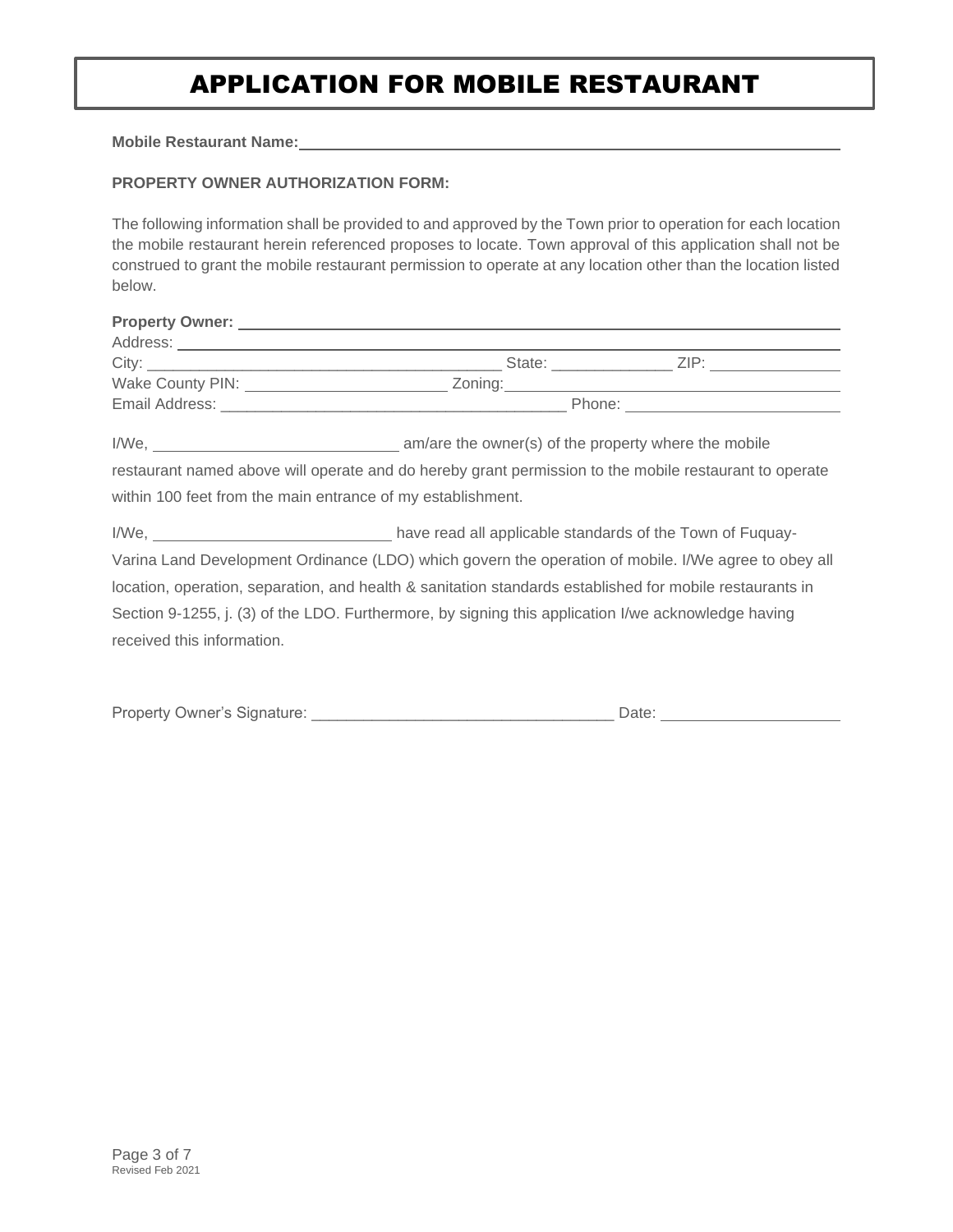# APPLICATION FOR MOBILE RESTAURANT

**Mobile Restaurant Name:** ______________________________________________

**PROPERTY OWNER AUTHORIZATION FORM:**

The following information shall be provided to and approved by the Town prior to operation for each location the mobile restaurant herein referenced proposes to locate. Town approval of this application shall not be construed to grant the mobile restaurant permission to operate at any location other than the location listed below.

**Property Owner:** ______________________________________________
Address: ______________________________________________
City: ______________________ State: ____________ ZIP: ____________
Wake County PIN: ____________________ Zoning: ______________________
Email Address: ______________________ Phone: ____________________

I/We, ________________________ am/are the owner(s) of the property where the mobile restaurant named above will operate and do hereby grant permission to the mobile restaurant to operate within 100 feet from the main entrance of my establishment.

I/We, ________________________ have read all applicable standards of the Town of Fuquay-Varina Land Development Ordinance (LDO) which govern the operation of mobile. I/We agree to obey all location, operation, separation, and health & sanitation standards established for mobile restaurants in Section 9-1255, j. (3) of the LDO. Furthermore, by signing this application I/we acknowledge having received this information.

Property Owner's Signature: ______________________________ Date: ________________

Revised Feb 2021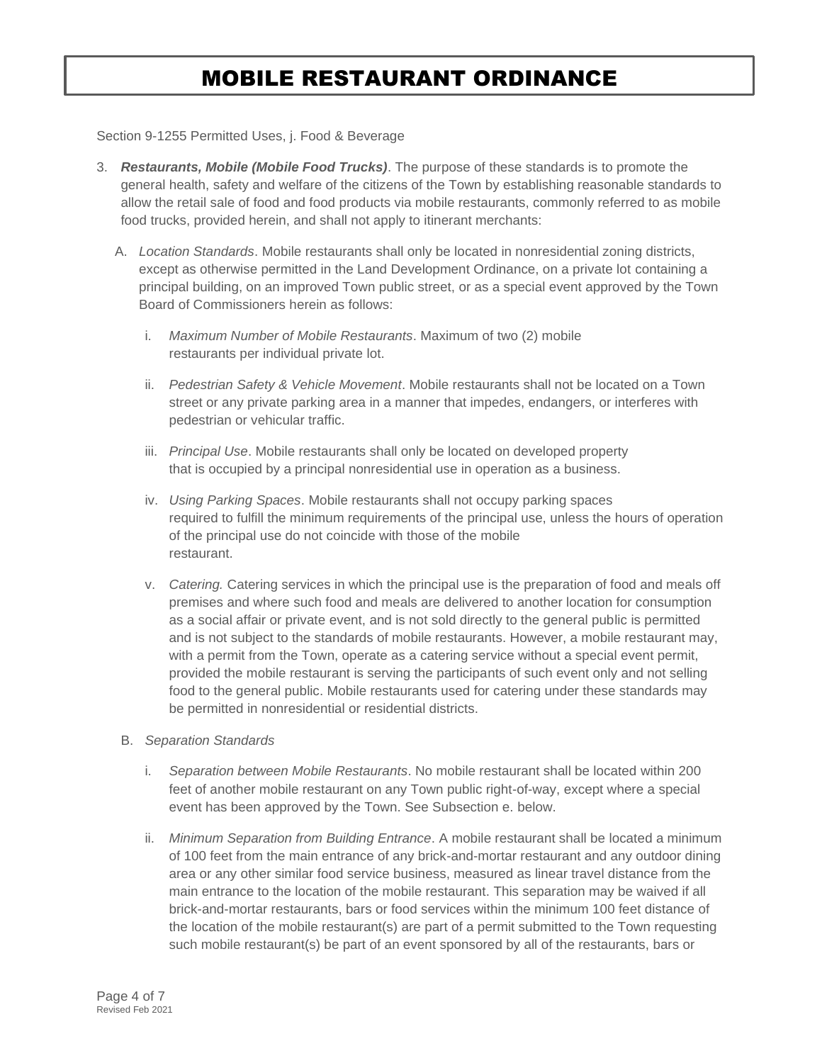# MOBILE RESTAURANT ORDINANCE

Section 9-1255 Permitted Uses, j. Food & Beverage

3. ***Restaurants, Mobile (Mobile Food Trucks)***. The purpose of these standards is to promote the general health, safety and welfare of the citizens of the Town by establishing reasonable standards to allow the retail sale of food and food products via mobile restaurants, commonly referred to as mobile food trucks, provided herein, and shall not apply to itinerant merchants:

   A. *Location Standards*. Mobile restaurants shall only be located in nonresidential zoning districts, except as otherwise permitted in the Land Development Ordinance, on a private lot containing a principal building, on an improved Town public street, or as a special event approved by the Town Board of Commissioners herein as follows:

      i. *Maximum Number of Mobile Restaurants*. Maximum of two (2) mobile restaurants per individual private lot.

      ii. *Pedestrian Safety & Vehicle Movement*. Mobile restaurants shall not be located on a Town street or any private parking area in a manner that impedes, endangers, or interferes with pedestrian or vehicular traffic.

      iii. *Principal Use*. Mobile restaurants shall only be located on developed property that is occupied by a principal nonresidential use in operation as a business.

      iv. *Using Parking Spaces*. Mobile restaurants shall not occupy parking spaces required to fulfill the minimum requirements of the principal use, unless the hours of operation of the principal use do not coincide with those of the mobile restaurant.

      v. *Catering.* Catering services in which the principal use is the preparation of food and meals off premises and where such food and meals are delivered to another location for consumption as a social affair or private event, and is not sold directly to the general public is permitted and is not subject to the standards of mobile restaurants. However, a mobile restaurant may, with a permit from the Town, operate as a catering service without a special event permit, provided the mobile restaurant is serving the participants of such event only and not selling food to the general public. Mobile restaurants used for catering under these standards may be permitted in nonresidential or residential districts.

   B. *Separation Standards*

      i. *Separation between Mobile Restaurants*. No mobile restaurant shall be located within 200 feet of another mobile restaurant on any Town public right-of-way, except where a special event has been approved by the Town. See Subsection e. below.

      ii. *Minimum Separation from Building Entrance*. A mobile restaurant shall be located a minimum of 100 feet from the main entrance of any brick-and-mortar restaurant and any outdoor dining area or any other similar food service business, measured as linear travel distance from the main entrance to the location of the mobile restaurant. This separation may be waived if all brick-and-mortar restaurants, bars or food services within the minimum 100 feet distance of the location of the mobile restaurant(s) are part of a permit submitted to the Town requesting such mobile restaurant(s) be part of an event sponsored by all of the restaurants, bars or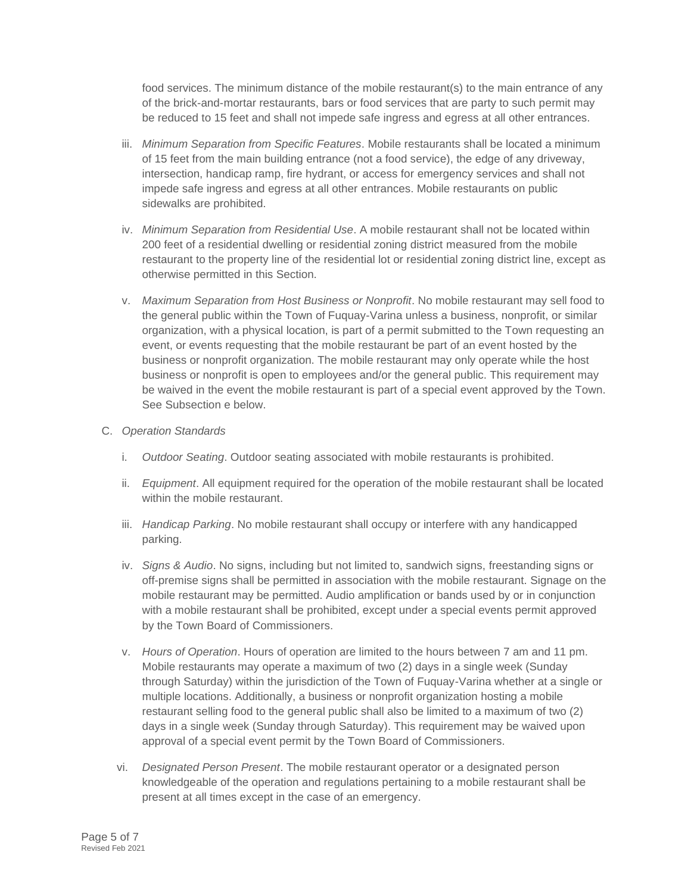food services. The minimum distance of the mobile restaurant(s) to the main entrance of any of the brick-and-mortar restaurants, bars or food services that are party to such permit may be reduced to 15 feet and shall not impede safe ingress and egress at all other entrances.

iii. *Minimum Separation from Specific Features*. Mobile restaurants shall be located a minimum of 15 feet from the main building entrance (not a food service), the edge of any driveway, intersection, handicap ramp, fire hydrant, or access for emergency services and shall not impede safe ingress and egress at all other entrances. Mobile restaurants on public sidewalks are prohibited.

iv. *Minimum Separation from Residential Use*. A mobile restaurant shall not be located within 200 feet of a residential dwelling or residential zoning district measured from the mobile restaurant to the property line of the residential lot or residential zoning district line, except as otherwise permitted in this Section.

v. *Maximum Separation from Host Business or Nonprofit*. No mobile restaurant may sell food to the general public within the Town of Fuquay-Varina unless a business, nonprofit, or similar organization, with a physical location, is part of a permit submitted to the Town requesting an event, or events requesting that the mobile restaurant be part of an event hosted by the business or nonprofit organization. The mobile restaurant may only operate while the host business or nonprofit is open to employees and/or the general public. This requirement may be waived in the event the mobile restaurant is part of a special event approved by the Town. See Subsection e below.

C. *Operation Standards*

i. *Outdoor Seating*. Outdoor seating associated with mobile restaurants is prohibited.

ii. *Equipment*. All equipment required for the operation of the mobile restaurant shall be located within the mobile restaurant.

iii. *Handicap Parking*. No mobile restaurant shall occupy or interfere with any handicapped parking.

iv. *Signs & Audio*. No signs, including but not limited to, sandwich signs, freestanding signs or off-premise signs shall be permitted in association with the mobile restaurant. Signage on the mobile restaurant may be permitted. Audio amplification or bands used by or in conjunction with a mobile restaurant shall be prohibited, except under a special events permit approved by the Town Board of Commissioners.

v. *Hours of Operation*. Hours of operation are limited to the hours between 7 am and 11 pm. Mobile restaurants may operate a maximum of two (2) days in a single week (Sunday through Saturday) within the jurisdiction of the Town of Fuquay-Varina whether at a single or multiple locations. Additionally, a business or nonprofit organization hosting a mobile restaurant selling food to the general public shall also be limited to a maximum of two (2) days in a single week (Sunday through Saturday). This requirement may be waived upon approval of a special event permit by the Town Board of Commissioners.

vi. *Designated Person Present*. The mobile restaurant operator or a designated person knowledgeable of the operation and regulations pertaining to a mobile restaurant shall be present at all times except in the case of an emergency.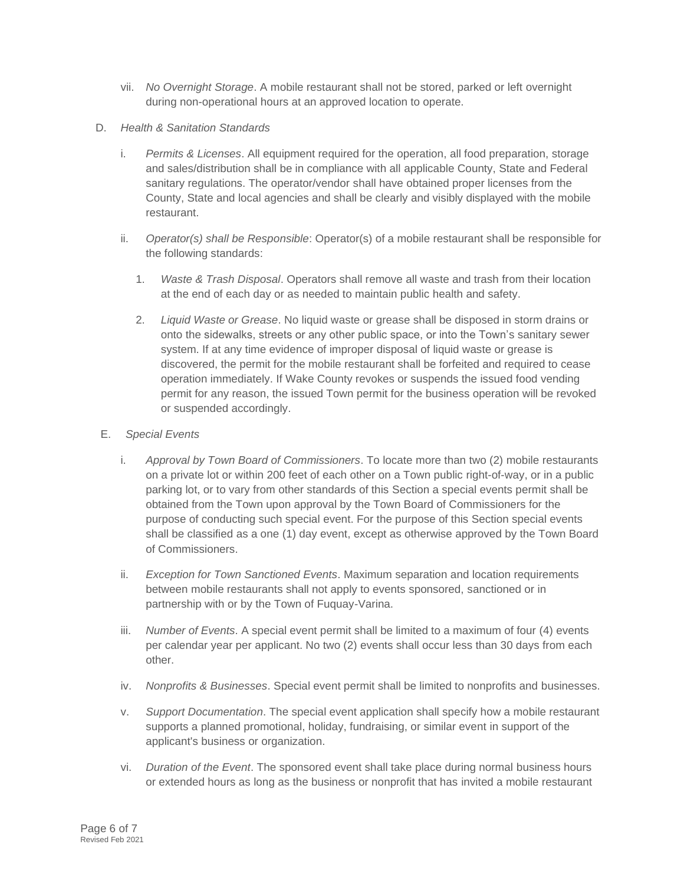vii. *No Overnight Storage*. A mobile restaurant shall not be stored, parked or left overnight during non-operational hours at an approved location to operate.

D. *Health & Sanitation Standards*

i. *Permits & Licenses*. All equipment required for the operation, all food preparation, storage and sales/distribution shall be in compliance with all applicable County, State and Federal sanitary regulations. The operator/vendor shall have obtained proper licenses from the County, State and local agencies and shall be clearly and visibly displayed with the mobile restaurant.

ii. *Operator(s) shall be Responsible*: Operator(s) of a mobile restaurant shall be responsible for the following standards:

1. *Waste & Trash Disposal*. Operators shall remove all waste and trash from their location at the end of each day or as needed to maintain public health and safety.

2. *Liquid Waste or Grease*. No liquid waste or grease shall be disposed in storm drains or onto the sidewalks, streets or any other public space, or into the Town's sanitary sewer system. If at any time evidence of improper disposal of liquid waste or grease is discovered, the permit for the mobile restaurant shall be forfeited and required to cease operation immediately. If Wake County revokes or suspends the issued food vending permit for any reason, the issued Town permit for the business operation will be revoked or suspended accordingly.

E. *Special Events*

i. *Approval by Town Board of Commissioners*. To locate more than two (2) mobile restaurants on a private lot or within 200 feet of each other on a Town public right-of-way, or in a public parking lot, or to vary from other standards of this Section a special events permit shall be obtained from the Town upon approval by the Town Board of Commissioners for the purpose of conducting such special event. For the purpose of this Section special events shall be classified as a one (1) day event, except as otherwise approved by the Town Board of Commissioners.

ii. *Exception for Town Sanctioned Events*. Maximum separation and location requirements between mobile restaurants shall not apply to events sponsored, sanctioned or in partnership with or by the Town of Fuquay-Varina.

iii. *Number of Events*. A special event permit shall be limited to a maximum of four (4) events per calendar year per applicant. No two (2) events shall occur less than 30 days from each other.

iv. *Nonprofits & Businesses*. Special event permit shall be limited to nonprofits and businesses.

v. *Support Documentation*. The special event application shall specify how a mobile restaurant supports a planned promotional, holiday, fundraising, or similar event in support of the applicant's business or organization.

vi. *Duration of the Event*. The sponsored event shall take place during normal business hours or extended hours as long as the business or nonprofit that has invited a mobile restaurant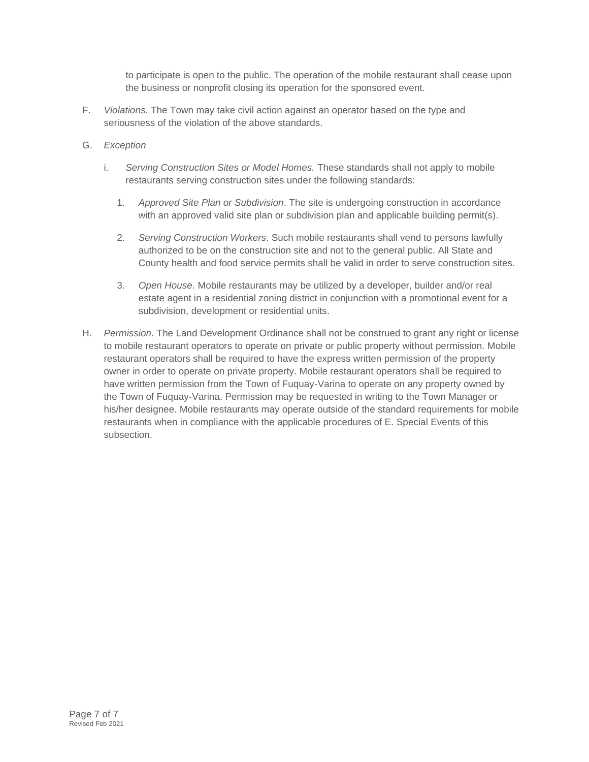to participate is open to the public. The operation of the mobile restaurant shall cease upon the business or nonprofit closing its operation for the sponsored event.

F. *Violations*. The Town may take civil action against an operator based on the type and seriousness of the violation of the above standards.

G. *Exception*

   i. *Serving Construction Sites or Model Homes.* These standards shall not apply to mobile restaurants serving construction sites under the following standards:

      1. *Approved Site Plan or Subdivision*. The site is undergoing construction in accordance with an approved valid site plan or subdivision plan and applicable building permit(s).

      2. *Serving Construction Workers*. Such mobile restaurants shall vend to persons lawfully authorized to be on the construction site and not to the general public. All State and County health and food service permits shall be valid in order to serve construction sites.

      3. *Open House*. Mobile restaurants may be utilized by a developer, builder and/or real estate agent in a residential zoning district in conjunction with a promotional event for a subdivision, development or residential units.

H. *Permission*. The Land Development Ordinance shall not be construed to grant any right or license to mobile restaurant operators to operate on private or public property without permission. Mobile restaurant operators shall be required to have the express written permission of the property owner in order to operate on private property. Mobile restaurant operators shall be required to have written permission from the Town of Fuquay-Varina to operate on any property owned by the Town of Fuquay-Varina. Permission may be requested in writing to the Town Manager or his/her designee. Mobile restaurants may operate outside of the standard requirements for mobile restaurants when in compliance with the applicable procedures of E. Special Events of this subsection.